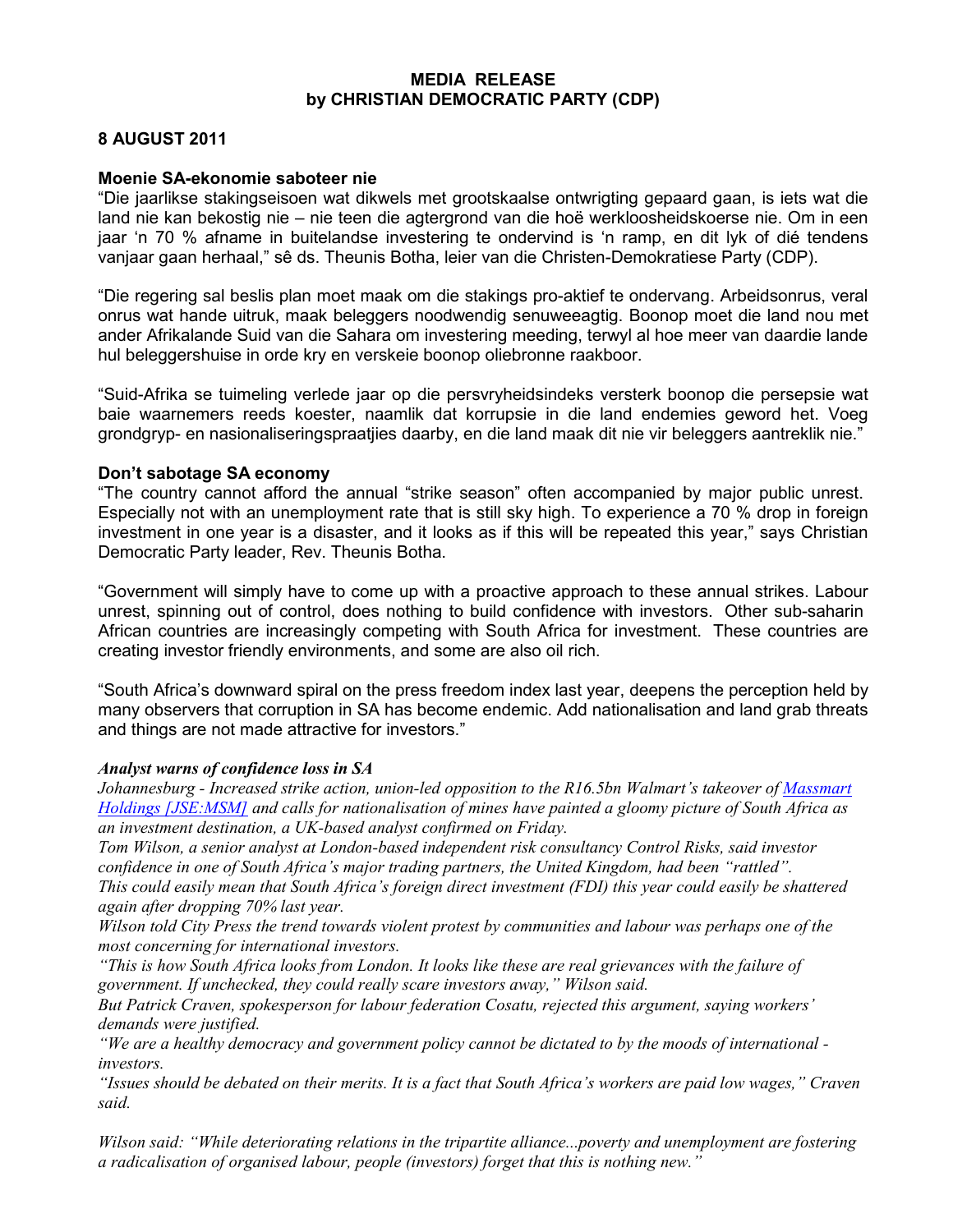**MEDIA RELEASE**
**by CHRISTIAN DEMOCRATIC PARTY (CDP)**

**8 AUGUST 2011**

### Moenie SA-ekonomie saboteer nie

"Die jaarlikse stakingseisoen wat dikwels met grootskaalse ontwrigting gepaard gaan, is iets wat die land nie kan bekostig nie – nie teen die agtergrond van die hoë werkloosheidskoerse nie. Om in een jaar 'n 70 % afname in buitelandse investering te ondervind is 'n ramp, en dit lyk of dié tendens vanjaar gaan herhaal," sê ds. Theunis Botha, leier van die Christen-Demokratiese Party (CDP).

"Die regering sal beslis plan moet maak om die stakings pro-aktief te ondervang. Arbeidsonrus, veral onrus wat hande uitruk, maak beleggers noodwendig senuweeagtig. Boonop moet die land nou met ander Afrikalande Suid van die Sahara om investering meeding, terwyl al hoe meer van daardie lande hul beleggershuise in orde kry en verskeie boonop oliebronne raakboor.

"Suid-Afrika se tuimeling verlede jaar op die persvryheidsindeks versterk boonop die persepsie wat baie waarnemers reeds koester, naamlik dat korrupsie in die land endemies geword het. Voeg grondgryp- en nasionaliseringspraatjies daarby, en die land maak dit nie vir beleggers aantreklik nie."

### Don't sabotage SA economy

"The country cannot afford the annual "strike season" often accompanied by major public unrest. Especially not with an unemployment rate that is still sky high. To experience a 70 % drop in foreign investment in one year is a disaster, and it looks as if this will be repeated this year," says Christian Democratic Party leader, Rev. Theunis Botha.

"Government will simply have to come up with a proactive approach to these annual strikes. Labour unrest, spinning out of control, does nothing to build confidence with investors. Other sub-saharin African countries are increasingly competing with South Africa for investment. These countries are creating investor friendly environments, and some are also oil rich.

"South Africa's downward spiral on the press freedom index last year, deepens the perception held by many observers that corruption in SA has become endemic. Add nationalisation and land grab threats and things are not made attractive for investors."

***Analyst warns of confidence loss in SA***

*Johannesburg - Increased strike action, union-led opposition to the R16.5bn Walmart's takeover of Massmart Holdings [JSE:MSM] and calls for nationalisation of mines have painted a gloomy picture of South Africa as an investment destination, a UK-based analyst confirmed on Friday.*

*Tom Wilson, a senior analyst at London-based independent risk consultancy Control Risks, said investor confidence in one of South Africa's major trading partners, the United Kingdom, had been "rattled".*

*This could easily mean that South Africa's foreign direct investment (FDI) this year could easily be shattered again after dropping 70% last year.*

*Wilson told City Press the trend towards violent protest by communities and labour was perhaps one of the most concerning for international investors.*

*"This is how South Africa looks from London. It looks like these are real grievances with the failure of government. If unchecked, they could really scare investors away," Wilson said.*

*But Patrick Craven, spokesperson for labour federation Cosatu, rejected this argument, saying workers' demands were justified.*

*"We are a healthy democracy and government policy cannot be dictated to by the moods of international - investors.*

*"Issues should be debated on their merits. It is a fact that South Africa's workers are paid low wages," Craven said.*

*Wilson said: "While deteriorating relations in the tripartite alliance...poverty and unemployment are fostering a radicalisation of organised labour, people (investors) forget that this is nothing new."*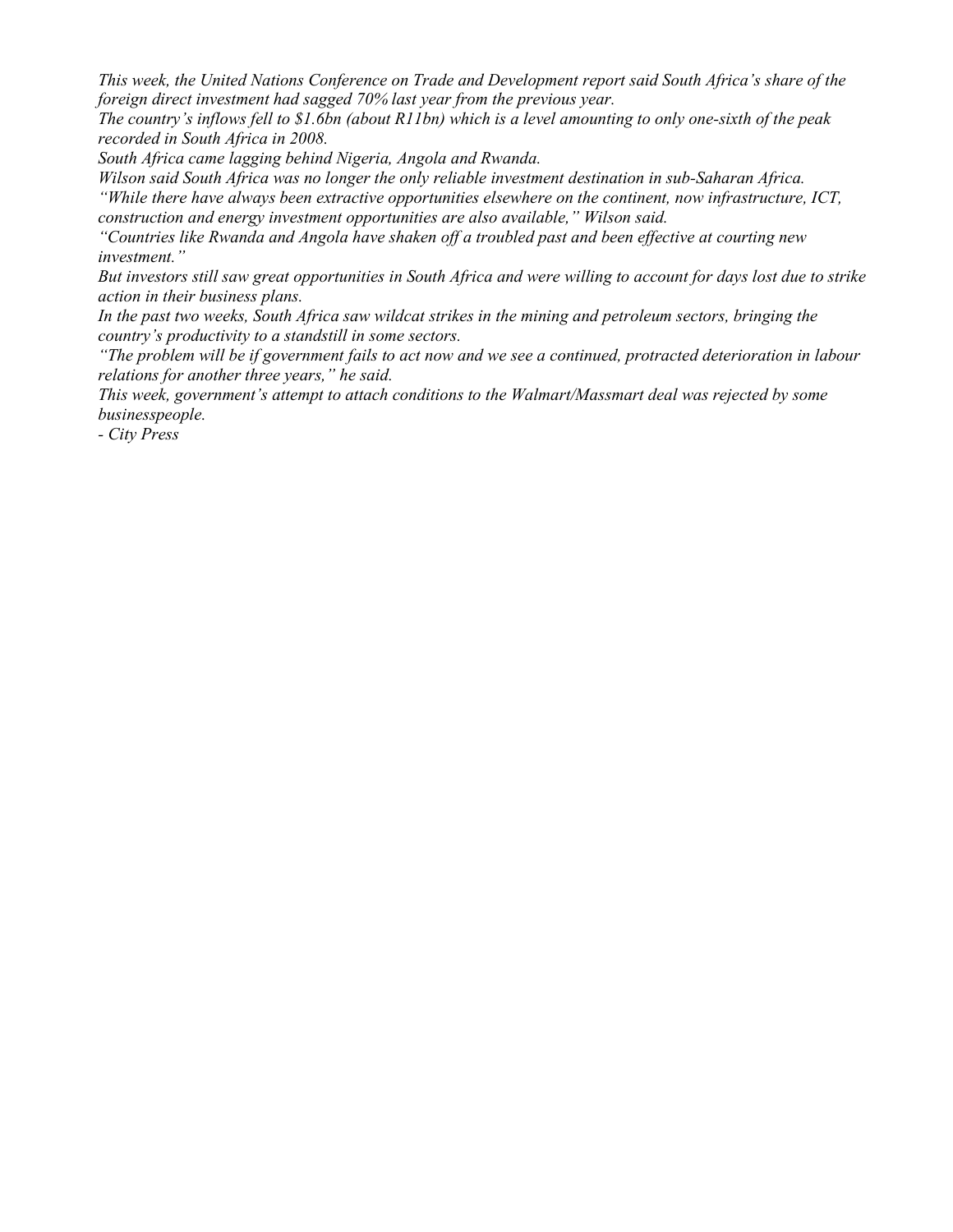*This week, the United Nations Conference on Trade and Development report said South Africa's share of the foreign direct investment had sagged 70% last year from the previous year.*

*The country's inflows fell to $1.6bn (about R11bn) which is a level amounting to only one-sixth of the peak recorded in South Africa in 2008.*

*South Africa came lagging behind Nigeria, Angola and Rwanda.*

*Wilson said South Africa was no longer the only reliable investment destination in sub-Saharan Africa.*

*"While there have always been extractive opportunities elsewhere on the continent, now infrastructure, ICT, construction and energy investment opportunities are also available," Wilson said.*

*"Countries like Rwanda and Angola have shaken off a troubled past and been effective at courting new investment."*

*But investors still saw great opportunities in South Africa and were willing to account for days lost due to strike action in their business plans.*

*In the past two weeks, South Africa saw wildcat strikes in the mining and petroleum sectors, bringing the country's productivity to a standstill in some sectors.*

*"The problem will be if government fails to act now and we see a continued, protracted deterioration in labour relations for another three years," he said.*

*This week, government's attempt to attach conditions to the Walmart/Massmart deal was rejected by some businesspeople.*

*- City Press*